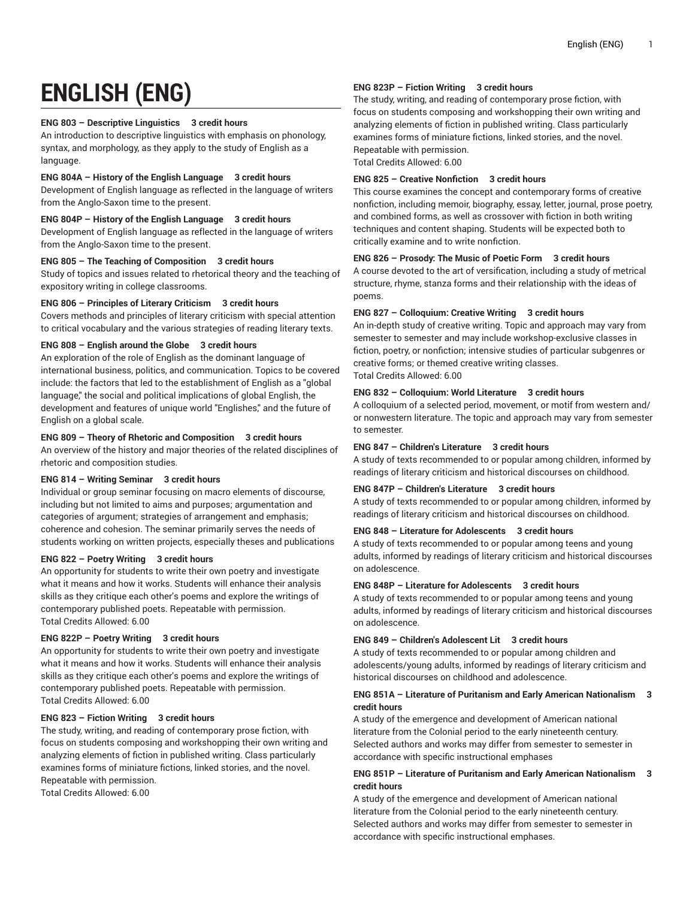# ENGLISH (ENG)

**ENG 803 – Descriptive Linguistics 3 credit hours**
An introduction to descriptive linguistics with emphasis on phonology, syntax, and morphology, as they apply to the study of English as a language.

**ENG 804A – History of the English Language 3 credit hours**
Development of English language as reflected in the language of writers from the Anglo-Saxon time to the present.

**ENG 804P – History of the English Language 3 credit hours**
Development of English language as reflected in the language of writers from the Anglo-Saxon time to the present.

**ENG 805 – The Teaching of Composition 3 credit hours**
Study of topics and issues related to rhetorical theory and the teaching of expository writing in college classrooms.

**ENG 806 – Principles of Literary Criticism 3 credit hours**
Covers methods and principles of literary criticism with special attention to critical vocabulary and the various strategies of reading literary texts.

**ENG 808 – English around the Globe 3 credit hours**
An exploration of the role of English as the dominant language of international business, politics, and communication. Topics to be covered include: the factors that led to the establishment of English as a "global language," the social and political implications of global English, the development and features of unique world "Englishes," and the future of English on a global scale.

**ENG 809 – Theory of Rhetoric and Composition 3 credit hours**
An overview of the history and major theories of the related disciplines of rhetoric and composition studies.

**ENG 814 – Writing Seminar 3 credit hours**
Individual or group seminar focusing on macro elements of discourse, including but not limited to aims and purposes; argumentation and categories of argument; strategies of arrangement and emphasis; coherence and cohesion. The seminar primarily serves the needs of students working on written projects, especially theses and publications

**ENG 822 – Poetry Writing 3 credit hours**
An opportunity for students to write their own poetry and investigate what it means and how it works. Students will enhance their analysis skills as they critique each other's poems and explore the writings of contemporary published poets. Repeatable with permission.
Total Credits Allowed: 6.00

**ENG 822P – Poetry Writing 3 credit hours**
An opportunity for students to write their own poetry and investigate what it means and how it works. Students will enhance their analysis skills as they critique each other's poems and explore the writings of contemporary published poets. Repeatable with permission.
Total Credits Allowed: 6.00

**ENG 823 – Fiction Writing 3 credit hours**
The study, writing, and reading of contemporary prose fiction, with focus on students composing and workshopping their own writing and analyzing elements of fiction in published writing. Class particularly examines forms of miniature fictions, linked stories, and the novel. Repeatable with permission.
Total Credits Allowed: 6.00

**ENG 823P – Fiction Writing 3 credit hours**
The study, writing, and reading of contemporary prose fiction, with focus on students composing and workshopping their own writing and analyzing elements of fiction in published writing. Class particularly examines forms of miniature fictions, linked stories, and the novel. Repeatable with permission.
Total Credits Allowed: 6.00

**ENG 825 – Creative Nonfiction 3 credit hours**
This course examines the concept and contemporary forms of creative nonfiction, including memoir, biography, essay, letter, journal, prose poetry, and combined forms, as well as crossover with fiction in both writing techniques and content shaping. Students will be expected both to critically examine and to write nonfiction.

**ENG 826 – Prosody: The Music of Poetic Form 3 credit hours**
A course devoted to the art of versification, including a study of metrical structure, rhyme, stanza forms and their relationship with the ideas of poems.

**ENG 827 – Colloquium: Creative Writing 3 credit hours**
An in-depth study of creative writing. Topic and approach may vary from semester to semester and may include workshop-exclusive classes in fiction, poetry, or nonfiction; intensive studies of particular subgenres or creative forms; or themed creative writing classes.
Total Credits Allowed: 6.00

**ENG 832 – Colloquium: World Literature 3 credit hours**
A colloquium of a selected period, movement, or motif from western and/or nonwestern literature. The topic and approach may vary from semester to semester.

**ENG 847 – Children's Literature 3 credit hours**
A study of texts recommended to or popular among children, informed by readings of literary criticism and historical discourses on childhood.

**ENG 847P – Children's Literature 3 credit hours**
A study of texts recommended to or popular among children, informed by readings of literary criticism and historical discourses on childhood.

**ENG 848 – Literature for Adolescents 3 credit hours**
A study of texts recommended to or popular among teens and young adults, informed by readings of literary criticism and historical discourses on adolescence.

**ENG 848P – Literature for Adolescents 3 credit hours**
A study of texts recommended to or popular among teens and young adults, informed by readings of literary criticism and historical discourses on adolescence.

**ENG 849 – Children's Adolescent Lit 3 credit hours**
A study of texts recommended to or popular among children and adolescents/young adults, informed by readings of literary criticism and historical discourses on childhood and adolescence.

**ENG 851A – Literature of Puritanism and Early American Nationalism 3 credit hours**
A study of the emergence and development of American national literature from the Colonial period to the early nineteenth century. Selected authors and works may differ from semester to semester in accordance with specific instructional emphases

**ENG 851P – Literature of Puritanism and Early American Nationalism 3 credit hours**
A study of the emergence and development of American national literature from the Colonial period to the early nineteenth century. Selected authors and works may differ from semester to semester in accordance with specific instructional emphases.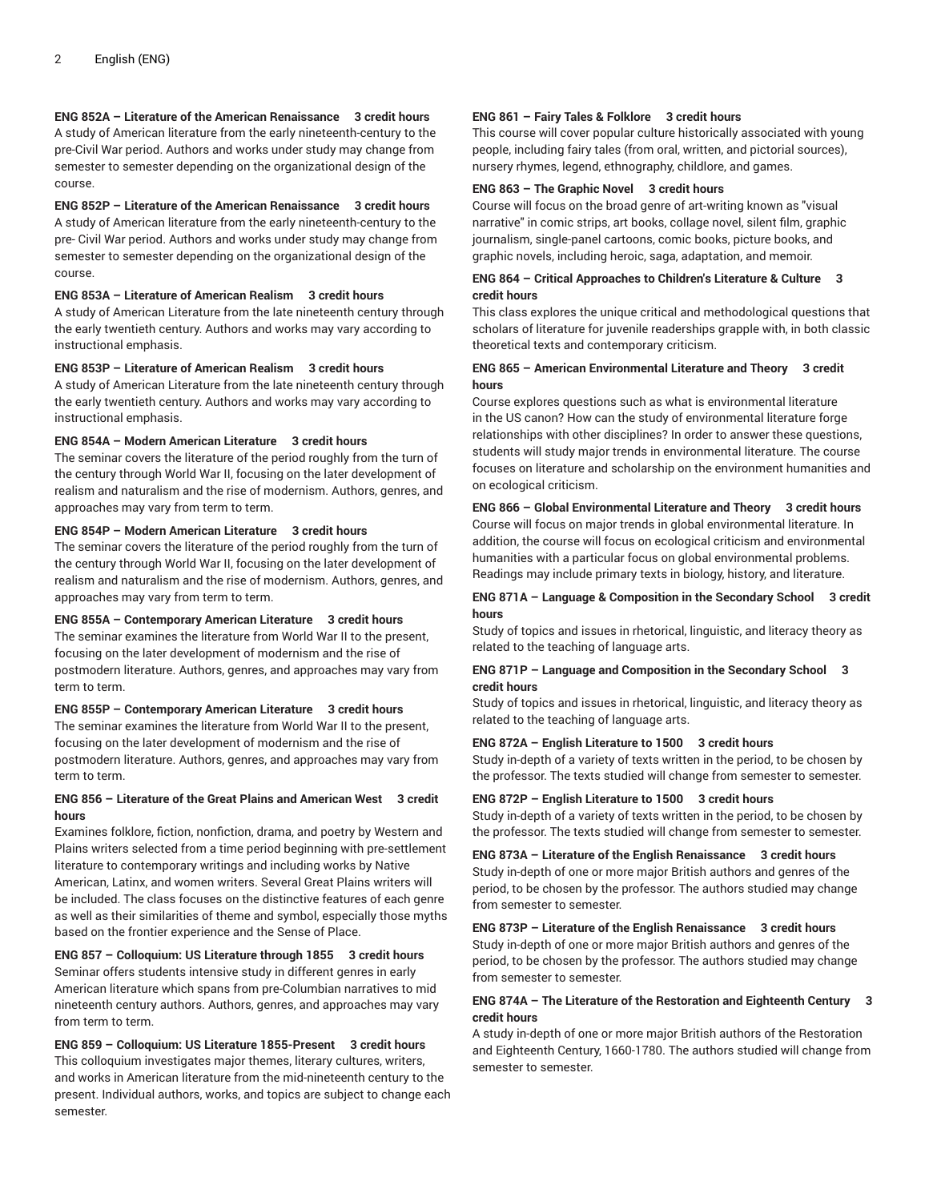**ENG 852A – Literature of the American Renaissance 3 credit hours**
A study of American literature from the early nineteenth-century to the pre-Civil War period. Authors and works under study may change from semester to semester depending on the organizational design of the course.

**ENG 852P – Literature of the American Renaissance 3 credit hours**
A study of American literature from the early nineteenth-century to the pre- Civil War period. Authors and works under study may change from semester to semester depending on the organizational design of the course.

**ENG 853A – Literature of American Realism 3 credit hours**
A study of American Literature from the late nineteenth century through the early twentieth century. Authors and works may vary according to instructional emphasis.

**ENG 853P – Literature of American Realism 3 credit hours**
A study of American Literature from the late nineteenth century through the early twentieth century. Authors and works may vary according to instructional emphasis.

**ENG 854A – Modern American Literature 3 credit hours**
The seminar covers the literature of the period roughly from the turn of the century through World War II, focusing on the later development of realism and naturalism and the rise of modernism. Authors, genres, and approaches may vary from term to term.

**ENG 854P – Modern American Literature 3 credit hours**
The seminar covers the literature of the period roughly from the turn of the century through World War II, focusing on the later development of realism and naturalism and the rise of modernism. Authors, genres, and approaches may vary from term to term.

**ENG 855A – Contemporary American Literature 3 credit hours**
The seminar examines the literature from World War II to the present, focusing on the later development of modernism and the rise of postmodern literature. Authors, genres, and approaches may vary from term to term.

**ENG 855P – Contemporary American Literature 3 credit hours**
The seminar examines the literature from World War II to the present, focusing on the later development of modernism and the rise of postmodern literature. Authors, genres, and approaches may vary from term to term.

**ENG 856 – Literature of the Great Plains and American West 3 credit hours**
Examines folklore, fiction, nonfiction, drama, and poetry by Western and Plains writers selected from a time period beginning with pre-settlement literature to contemporary writings and including works by Native American, Latinx, and women writers. Several Great Plains writers will be included. The class focuses on the distinctive features of each genre as well as their similarities of theme and symbol, especially those myths based on the frontier experience and the Sense of Place.

**ENG 857 – Colloquium: US Literature through 1855 3 credit hours**
Seminar offers students intensive study in different genres in early American literature which spans from pre-Columbian narratives to mid nineteenth century authors. Authors, genres, and approaches may vary from term to term.

**ENG 859 – Colloquium: US Literature 1855-Present 3 credit hours**
This colloquium investigates major themes, literary cultures, writers, and works in American literature from the mid-nineteenth century to the present. Individual authors, works, and topics are subject to change each semester.

**ENG 861 – Fairy Tales & Folklore 3 credit hours**
This course will cover popular culture historically associated with young people, including fairy tales (from oral, written, and pictorial sources), nursery rhymes, legend, ethnography, childlore, and games.

**ENG 863 – The Graphic Novel 3 credit hours**
Course will focus on the broad genre of art-writing known as "visual narrative" in comic strips, art books, collage novel, silent film, graphic journalism, single-panel cartoons, comic books, picture books, and graphic novels, including heroic, saga, adaptation, and memoir.

**ENG 864 – Critical Approaches to Children's Literature & Culture 3 credit hours**
This class explores the unique critical and methodological questions that scholars of literature for juvenile readerships grapple with, in both classic theoretical texts and contemporary criticism.

**ENG 865 – American Environmental Literature and Theory 3 credit hours**
Course explores questions such as what is environmental literature in the US canon? How can the study of environmental literature forge relationships with other disciplines? In order to answer these questions, students will study major trends in environmental literature. The course focuses on literature and scholarship on the environment humanities and on ecological criticism.

**ENG 866 – Global Environmental Literature and Theory 3 credit hours**
Course will focus on major trends in global environmental literature. In addition, the course will focus on ecological criticism and environmental humanities with a particular focus on global environmental problems. Readings may include primary texts in biology, history, and literature.

**ENG 871A – Language & Composition in the Secondary School 3 credit hours**
Study of topics and issues in rhetorical, linguistic, and literacy theory as related to the teaching of language arts.

**ENG 871P – Language and Composition in the Secondary School 3 credit hours**
Study of topics and issues in rhetorical, linguistic, and literacy theory as related to the teaching of language arts.

**ENG 872A – English Literature to 1500 3 credit hours**
Study in-depth of a variety of texts written in the period, to be chosen by the professor. The texts studied will change from semester to semester.

**ENG 872P – English Literature to 1500 3 credit hours**
Study in-depth of a variety of texts written in the period, to be chosen by the professor. The texts studied will change from semester to semester.

**ENG 873A – Literature of the English Renaissance 3 credit hours**
Study in-depth of one or more major British authors and genres of the period, to be chosen by the professor. The authors studied may change from semester to semester.

**ENG 873P – Literature of the English Renaissance 3 credit hours**
Study in-depth of one or more major British authors and genres of the period, to be chosen by the professor. The authors studied may change from semester to semester.

**ENG 874A – The Literature of the Restoration and Eighteenth Century 3 credit hours**
A study in-depth of one or more major British authors of the Restoration and Eighteenth Century, 1660-1780. The authors studied will change from semester to semester.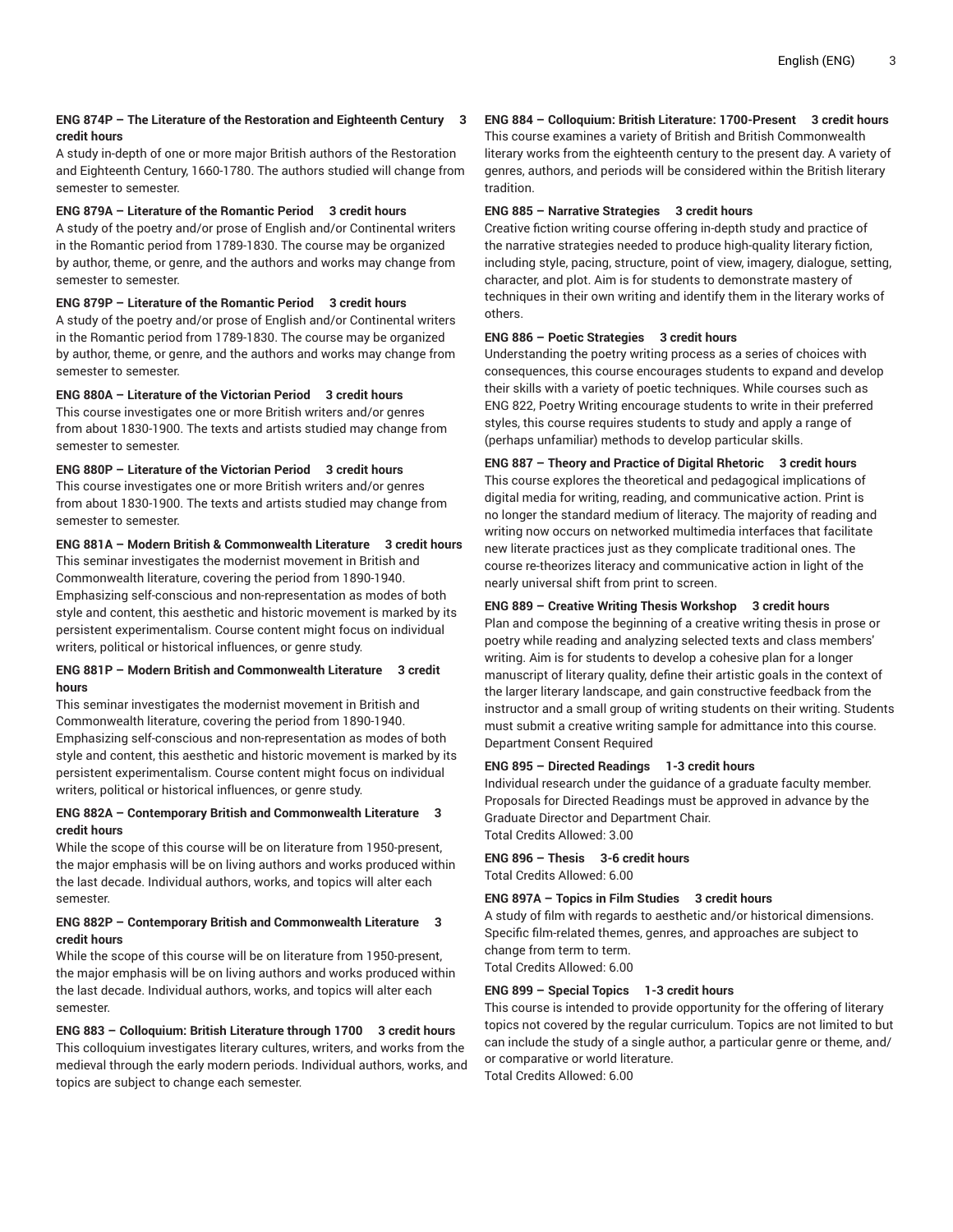**ENG 874P – The Literature of the Restoration and Eighteenth Century 3 credit hours**

A study in-depth of one or more major British authors of the Restoration and Eighteenth Century, 1660-1780. The authors studied will change from semester to semester.

**ENG 879A – Literature of the Romantic Period 3 credit hours**

A study of the poetry and/or prose of English and/or Continental writers in the Romantic period from 1789-1830. The course may be organized by author, theme, or genre, and the authors and works may change from semester to semester.

**ENG 879P – Literature of the Romantic Period 3 credit hours**

A study of the poetry and/or prose of English and/or Continental writers in the Romantic period from 1789-1830. The course may be organized by author, theme, or genre, and the authors and works may change from semester to semester.

**ENG 880A – Literature of the Victorian Period 3 credit hours**

This course investigates one or more British writers and/or genres from about 1830-1900. The texts and artists studied may change from semester to semester.

**ENG 880P – Literature of the Victorian Period 3 credit hours**

This course investigates one or more British writers and/or genres from about 1830-1900. The texts and artists studied may change from semester to semester.

**ENG 881A – Modern British & Commonwealth Literature 3 credit hours**

This seminar investigates the modernist movement in British and Commonwealth literature, covering the period from 1890-1940. Emphasizing self-conscious and non-representation as modes of both style and content, this aesthetic and historic movement is marked by its persistent experimentalism. Course content might focus on individual writers, political or historical influences, or genre study.

**ENG 881P – Modern British and Commonwealth Literature 3 credit hours**

This seminar investigates the modernist movement in British and Commonwealth literature, covering the period from 1890-1940. Emphasizing self-conscious and non-representation as modes of both style and content, this aesthetic and historic movement is marked by its persistent experimentalism. Course content might focus on individual writers, political or historical influences, or genre study.

**ENG 882A – Contemporary British and Commonwealth Literature 3 credit hours**

While the scope of this course will be on literature from 1950-present, the major emphasis will be on living authors and works produced within the last decade. Individual authors, works, and topics will alter each semester.

**ENG 882P – Contemporary British and Commonwealth Literature 3 credit hours**

While the scope of this course will be on literature from 1950-present, the major emphasis will be on living authors and works produced within the last decade. Individual authors, works, and topics will alter each semester.

**ENG 883 – Colloquium: British Literature through 1700 3 credit hours**

This colloquium investigates literary cultures, writers, and works from the medieval through the early modern periods. Individual authors, works, and topics are subject to change each semester.

**ENG 884 – Colloquium: British Literature: 1700-Present 3 credit hours**

This course examines a variety of British and British Commonwealth literary works from the eighteenth century to the present day. A variety of genres, authors, and periods will be considered within the British literary tradition.

**ENG 885 – Narrative Strategies 3 credit hours**

Creative fiction writing course offering in-depth study and practice of the narrative strategies needed to produce high-quality literary fiction, including style, pacing, structure, point of view, imagery, dialogue, setting, character, and plot. Aim is for students to demonstrate mastery of techniques in their own writing and identify them in the literary works of others.

**ENG 886 – Poetic Strategies 3 credit hours**

Understanding the poetry writing process as a series of choices with consequences, this course encourages students to expand and develop their skills with a variety of poetic techniques. While courses such as ENG 822, Poetry Writing encourage students to write in their preferred styles, this course requires students to study and apply a range of (perhaps unfamiliar) methods to develop particular skills.

**ENG 887 – Theory and Practice of Digital Rhetoric 3 credit hours**

This course explores the theoretical and pedagogical implications of digital media for writing, reading, and communicative action. Print is no longer the standard medium of literacy. The majority of reading and writing now occurs on networked multimedia interfaces that facilitate new literate practices just as they complicate traditional ones. The course re-theorizes literacy and communicative action in light of the nearly universal shift from print to screen.

**ENG 889 – Creative Writing Thesis Workshop 3 credit hours**

Plan and compose the beginning of a creative writing thesis in prose or poetry while reading and analyzing selected texts and class members' writing. Aim is for students to develop a cohesive plan for a longer manuscript of literary quality, define their artistic goals in the context of the larger literary landscape, and gain constructive feedback from the instructor and a small group of writing students on their writing. Students must submit a creative writing sample for admittance into this course.
Department Consent Required

**ENG 895 – Directed Readings 1-3 credit hours**

Individual research under the guidance of a graduate faculty member. Proposals for Directed Readings must be approved in advance by the Graduate Director and Department Chair.
Total Credits Allowed: 3.00

**ENG 896 – Thesis 3-6 credit hours**

Total Credits Allowed: 6.00

**ENG 897A – Topics in Film Studies 3 credit hours**

A study of film with regards to aesthetic and/or historical dimensions. Specific film-related themes, genres, and approaches are subject to change from term to term.
Total Credits Allowed: 6.00

**ENG 899 – Special Topics 1-3 credit hours**

This course is intended to provide opportunity for the offering of literary topics not covered by the regular curriculum. Topics are not limited to but can include the study of a single author, a particular genre or theme, and/or or comparative or world literature.
Total Credits Allowed: 6.00